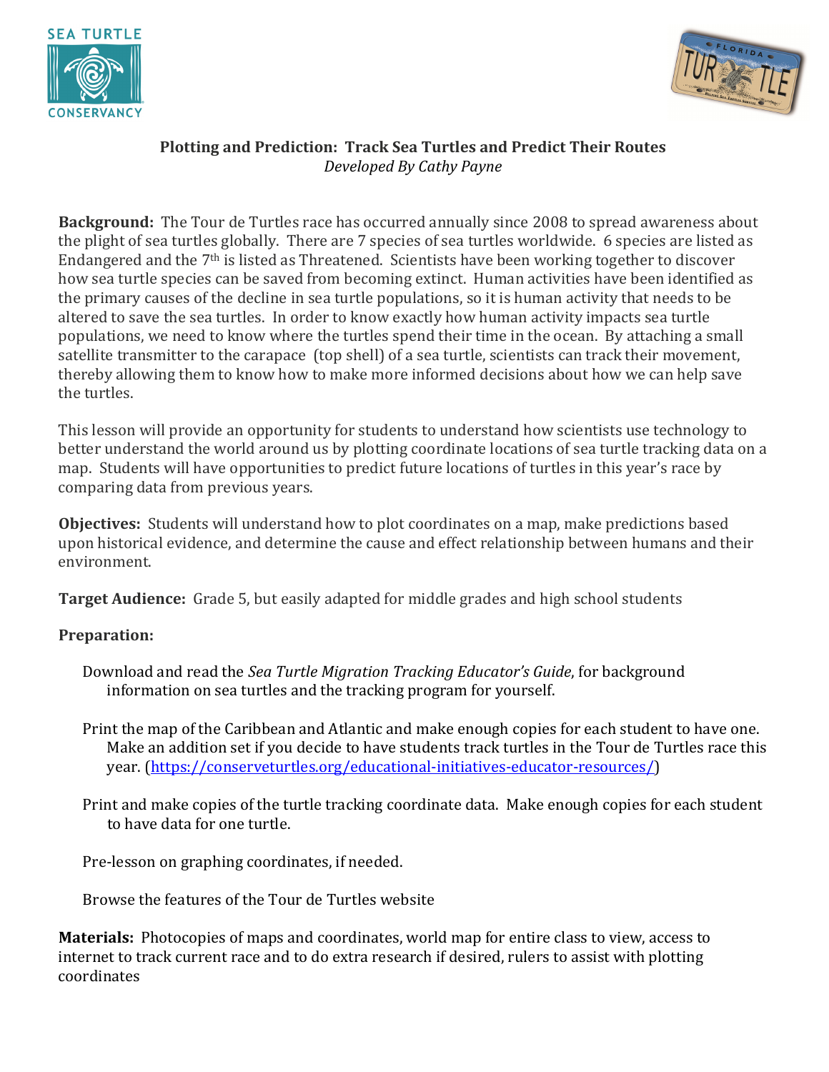SEA TURTLE CONSERVANCY

# Plotting and Prediction: Track Sea Turtles and Predict Their Routes

*Developed By Cathy Payne*

**Background:** The Tour de Turtles race has occurred annually since 2008 to spread awareness about the plight of sea turtles globally. There are 7 species of sea turtles worldwide. 6 species are listed as Endangered and the 7th is listed as Threatened. Scientists have been working together to discover how sea turtle species can be saved from becoming extinct. Human activities have been identified as the primary causes of the decline in sea turtle populations, so it is human activity that needs to be altered to save the sea turtles. In order to know exactly how human activity impacts sea turtle populations, we need to know where the turtles spend their time in the ocean. By attaching a small satellite transmitter to the carapace (top shell) of a sea turtle, scientists can track their movement, thereby allowing them to know how to make more informed decisions about how we can help save the turtles.

This lesson will provide an opportunity for students to understand how scientists use technology to better understand the world around us by plotting coordinate locations of sea turtle tracking data on a map. Students will have opportunities to predict future locations of turtles in this year's race by comparing data from previous years.

**Objectives:** Students will understand how to plot coordinates on a map, make predictions based upon historical evidence, and determine the cause and effect relationship between humans and their environment.

**Target Audience:** Grade 5, but easily adapted for middle grades and high school students

**Preparation:**

Download and read the *Sea Turtle Migration Tracking Educator's Guide*, for background information on sea turtles and the tracking program for yourself.

Print the map of the Caribbean and Atlantic and make enough copies for each student to have one. Make an addition set if you decide to have students track turtles in the Tour de Turtles race this year. (https://conserveturtles.org/educational-initiatives-educator-resources/)

Print and make copies of the turtle tracking coordinate data. Make enough copies for each student to have data for one turtle.

Pre-lesson on graphing coordinates, if needed.

Browse the features of the Tour de Turtles website

**Materials:** Photocopies of maps and coordinates, world map for entire class to view, access to internet to track current race and to do extra research if desired, rulers to assist with plotting coordinates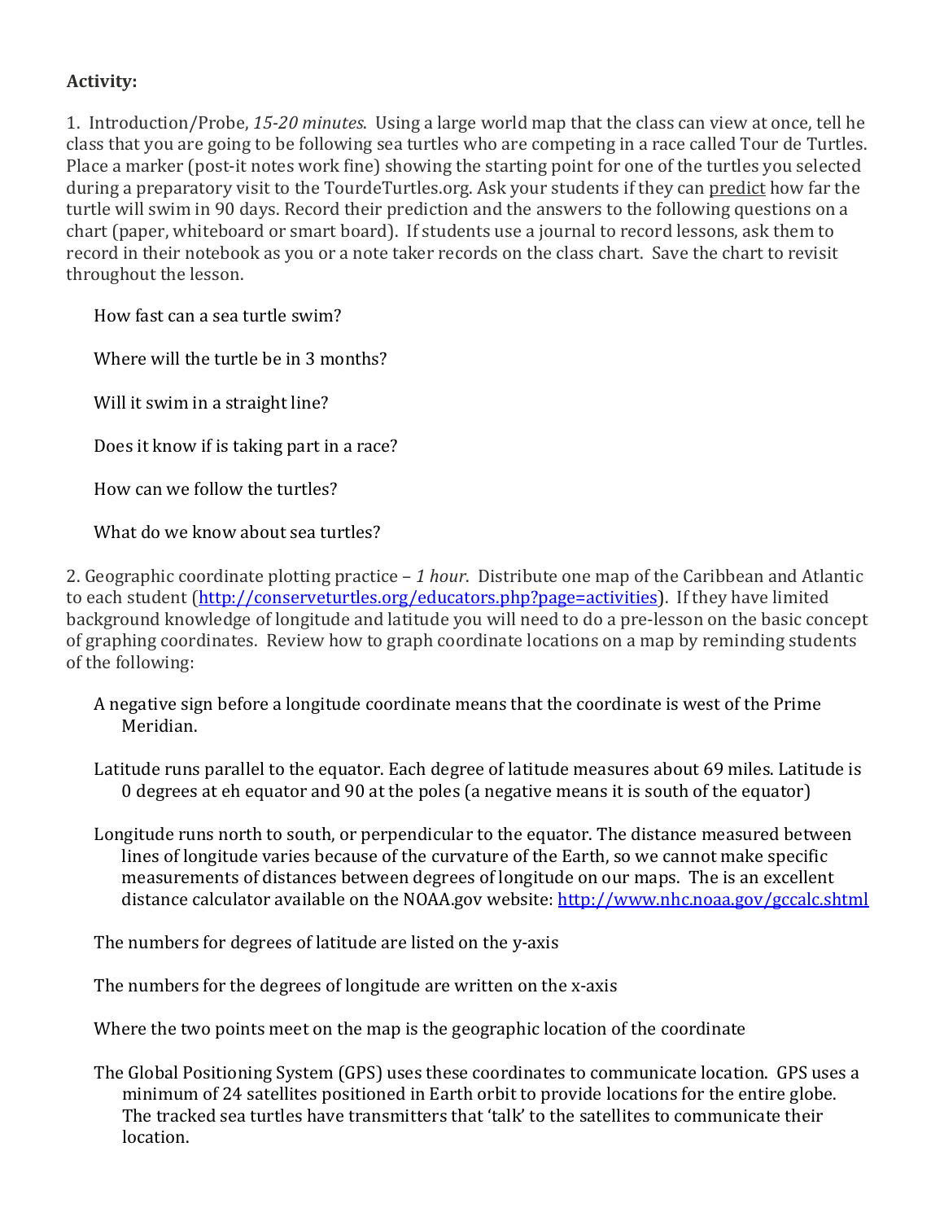**Activity:**

1. Introduction/Probe, *15-20 minutes*. Using a large world map that the class can view at once, tell he class that you are going to be following sea turtles who are competing in a race called Tour de Turtles. Place a marker (post-it notes work fine) showing the starting point for one of the turtles you selected during a preparatory visit to the TourdeTurtles.org. Ask your students if they can predict how far the turtle will swim in 90 days. Record their prediction and the answers to the following questions on a chart (paper, whiteboard or smart board). If students use a journal to record lessons, ask them to record in their notebook as you or a note taker records on the class chart. Save the chart to revisit throughout the lesson.

How fast can a sea turtle swim?

Where will the turtle be in 3 months?

Will it swim in a straight line?

Does it know if is taking part in a race?

How can we follow the turtles?

What do we know about sea turtles?

2. Geographic coordinate plotting practice – *1 hour*. Distribute one map of the Caribbean and Atlantic to each student (http://conserveturtles.org/educators.php?page=activities). If they have limited background knowledge of longitude and latitude you will need to do a pre-lesson on the basic concept of graphing coordinates. Review how to graph coordinate locations on a map by reminding students of the following:

A negative sign before a longitude coordinate means that the coordinate is west of the Prime Meridian.

Latitude runs parallel to the equator. Each degree of latitude measures about 69 miles. Latitude is 0 degrees at eh equator and 90 at the poles (a negative means it is south of the equator)

Longitude runs north to south, or perpendicular to the equator. The distance measured between lines of longitude varies because of the curvature of the Earth, so we cannot make specific measurements of distances between degrees of longitude on our maps. The is an excellent distance calculator available on the NOAA.gov website: http://www.nhc.noaa.gov/gccalc.shtml

The numbers for degrees of latitude are listed on the y-axis

The numbers for the degrees of longitude are written on the x-axis

Where the two points meet on the map is the geographic location of the coordinate

The Global Positioning System (GPS) uses these coordinates to communicate location. GPS uses a minimum of 24 satellites positioned in Earth orbit to provide locations for the entire globe. The tracked sea turtles have transmitters that 'talk' to the satellites to communicate their location.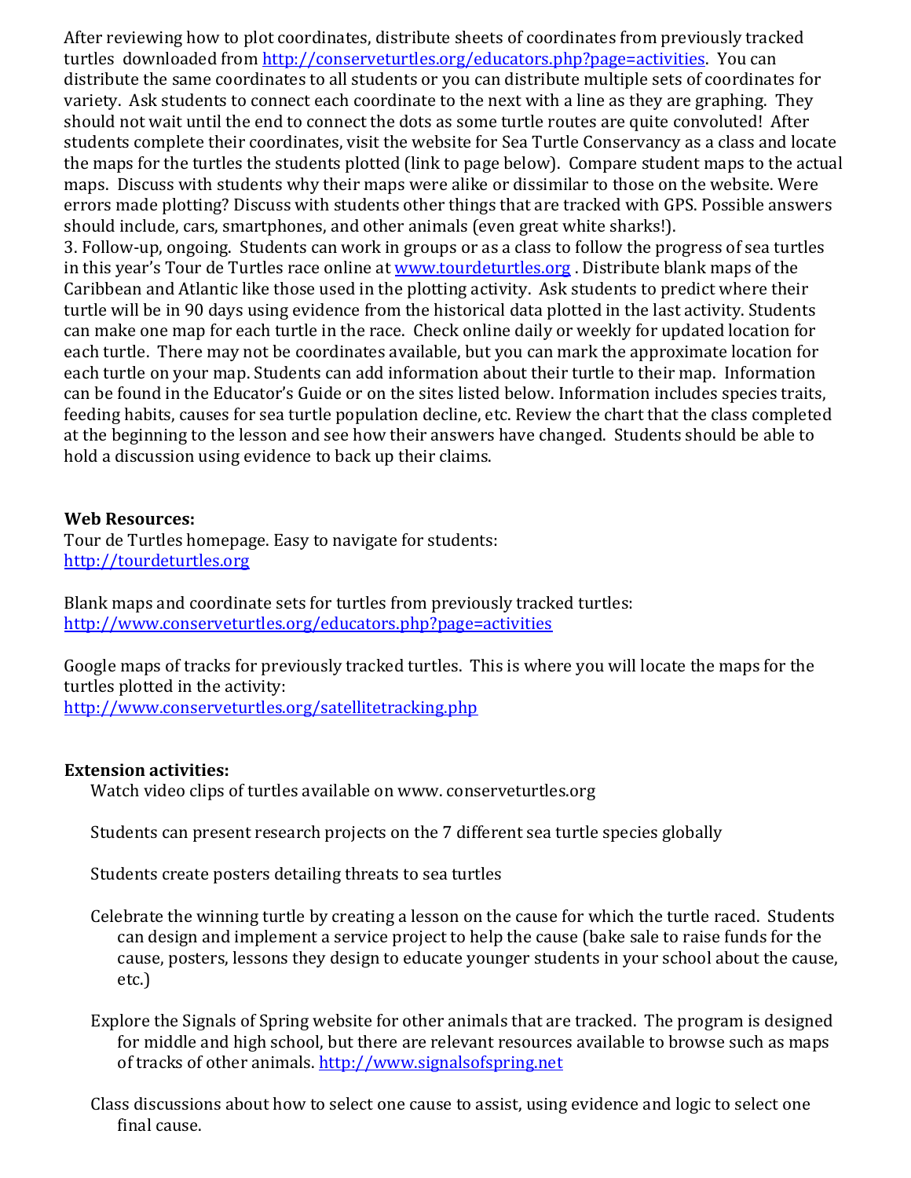After reviewing how to plot coordinates, distribute sheets of coordinates from previously tracked turtles downloaded from http://conserveturtles.org/educators.php?page=activities. You can distribute the same coordinates to all students or you can distribute multiple sets of coordinates for variety. Ask students to connect each coordinate to the next with a line as they are graphing. They should not wait until the end to connect the dots as some turtle routes are quite convoluted! After students complete their coordinates, visit the website for Sea Turtle Conservancy as a class and locate the maps for the turtles the students plotted (link to page below). Compare student maps to the actual maps. Discuss with students why their maps were alike or dissimilar to those on the website. Were errors made plotting? Discuss with students other things that are tracked with GPS. Possible answers should include, cars, smartphones, and other animals (even great white sharks!).

3. Follow-up, ongoing. Students can work in groups or as a class to follow the progress of sea turtles in this year's Tour de Turtles race online at www.tourdeturtles.org . Distribute blank maps of the Caribbean and Atlantic like those used in the plotting activity. Ask students to predict where their turtle will be in 90 days using evidence from the historical data plotted in the last activity. Students can make one map for each turtle in the race. Check online daily or weekly for updated location for each turtle. There may not be coordinates available, but you can mark the approximate location for each turtle on your map. Students can add information about their turtle to their map. Information can be found in the Educator's Guide or on the sites listed below. Information includes species traits, feeding habits, causes for sea turtle population decline, etc. Review the chart that the class completed at the beginning to the lesson and see how their answers have changed. Students should be able to hold a discussion using evidence to back up their claims.

**Web Resources:**

Tour de Turtles homepage. Easy to navigate for students:
http://tourdeturtles.org

Blank maps and coordinate sets for turtles from previously tracked turtles:
http://www.conserveturtles.org/educators.php?page=activities

Google maps of tracks for previously tracked turtles. This is where you will locate the maps for the turtles plotted in the activity:
http://www.conserveturtles.org/satellitetracking.php

**Extension activities:**

Watch video clips of turtles available on www. conserveturtles.org

Students can present research projects on the 7 different sea turtle species globally

Students create posters detailing threats to sea turtles

Celebrate the winning turtle by creating a lesson on the cause for which the turtle raced. Students can design and implement a service project to help the cause (bake sale to raise funds for the cause, posters, lessons they design to educate younger students in your school about the cause, etc.)

Explore the Signals of Spring website for other animals that are tracked. The program is designed for middle and high school, but there are relevant resources available to browse such as maps of tracks of other animals. http://www.signalsofspring.net

Class discussions about how to select one cause to assist, using evidence and logic to select one final cause.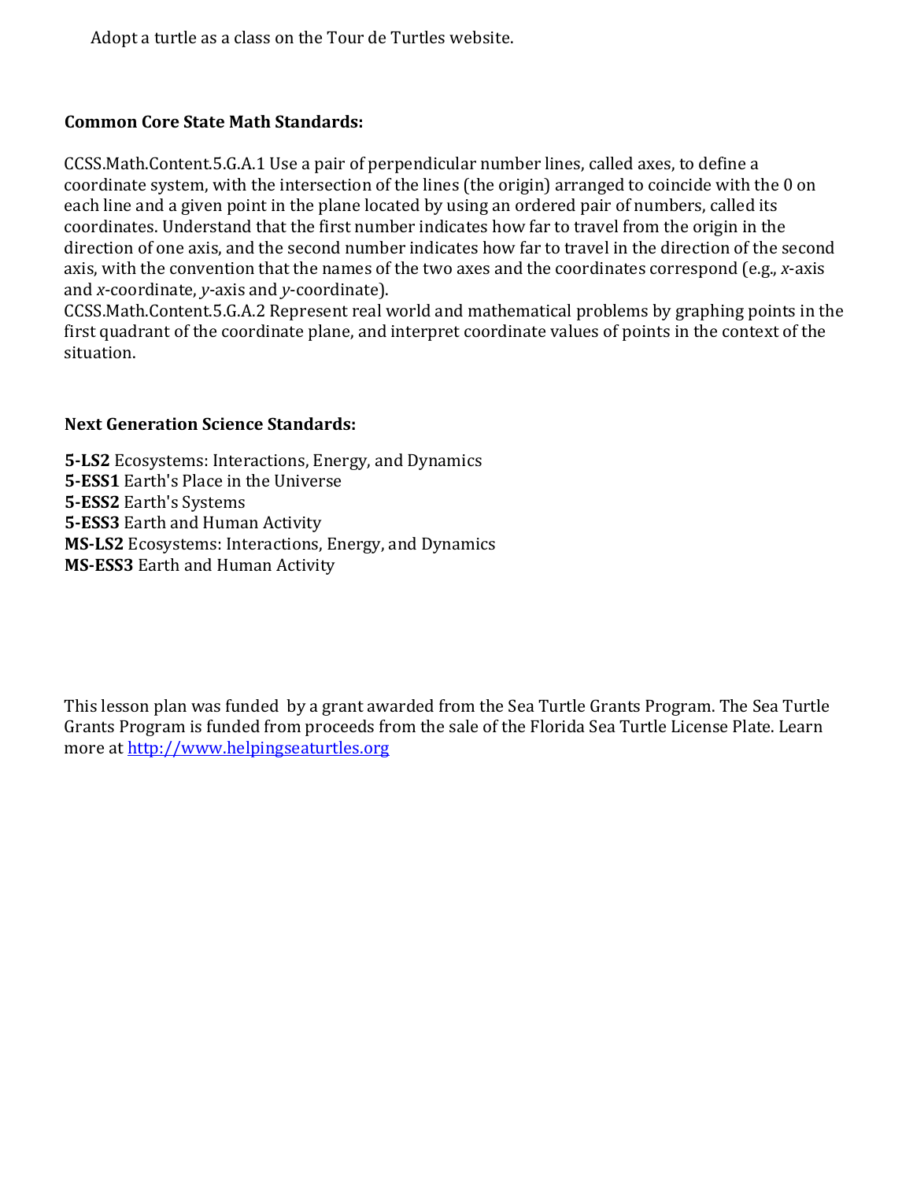Adopt a turtle as a class on the Tour de Turtles website.

**Common Core State Math Standards:**

CCSS.Math.Content.5.G.A.1 Use a pair of perpendicular number lines, called axes, to define a coordinate system, with the intersection of the lines (the origin) arranged to coincide with the 0 on each line and a given point in the plane located by using an ordered pair of numbers, called its coordinates. Understand that the first number indicates how far to travel from the origin in the direction of one axis, and the second number indicates how far to travel in the direction of the second axis, with the convention that the names of the two axes and the coordinates correspond (e.g., *x*-axis and *x*-coordinate, *y*-axis and *y*-coordinate).
CCSS.Math.Content.5.G.A.2 Represent real world and mathematical problems by graphing points in the first quadrant of the coordinate plane, and interpret coordinate values of points in the context of the situation.

**Next Generation Science Standards:**

**5-LS2** Ecosystems: Interactions, Energy, and Dynamics
**5-ESS1** Earth's Place in the Universe
**5-ESS2** Earth's Systems
**5-ESS3** Earth and Human Activity
**MS-LS2** Ecosystems: Interactions, Energy, and Dynamics
**MS-ESS3** Earth and Human Activity

This lesson plan was funded by a grant awarded from the Sea Turtle Grants Program. The Sea Turtle Grants Program is funded from proceeds from the sale of the Florida Sea Turtle License Plate. Learn more at [http://www.helpingseaturtles.org](http://www.helpingseaturtles.org)